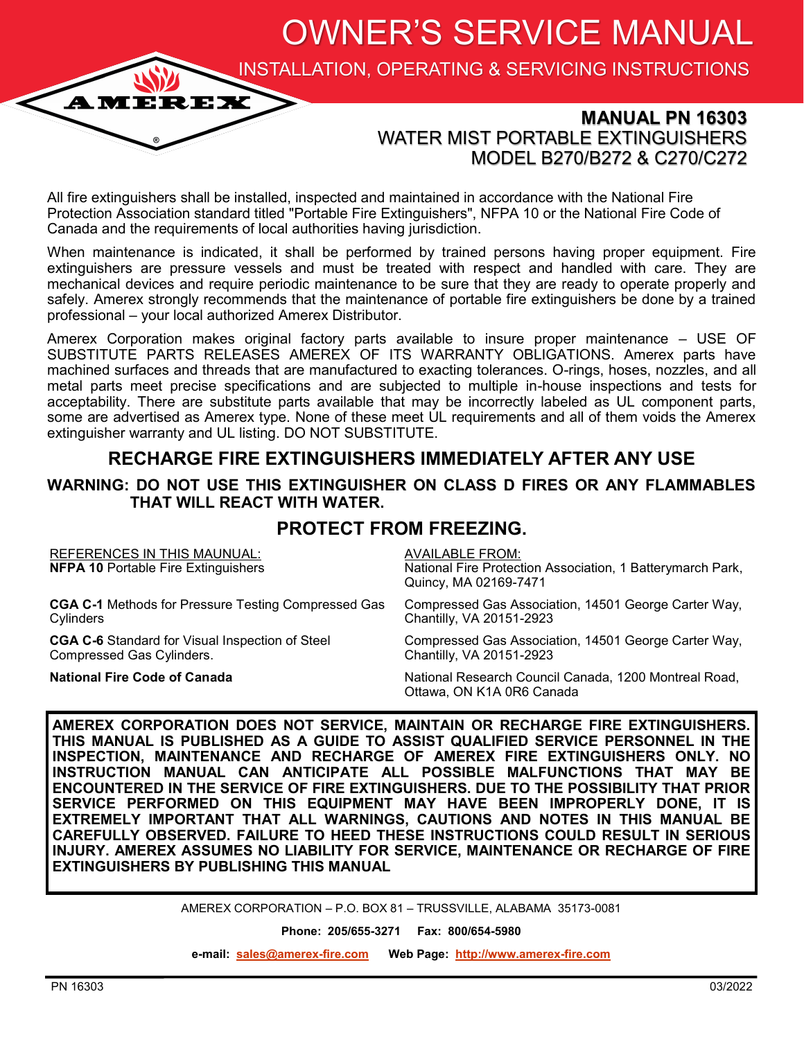# OWNER'S SERVICE MANUAL

## INSTALLATION, OPERATING & SERVICING INSTRUCTIONS

AMEREX®

**MANUAL PN 16303**
WATER MIST PORTABLE EXTINGUISHERS
MODEL B270/B272 & C270/C272

All fire extinguishers shall be installed, inspected and maintained in accordance with the National Fire Protection Association standard titled "Portable Fire Extinguishers", NFPA 10 or the National Fire Code of Canada and the requirements of local authorities having jurisdiction.

When maintenance is indicated, it shall be performed by trained persons having proper equipment. Fire extinguishers are pressure vessels and must be treated with respect and handled with care. They are mechanical devices and require periodic maintenance to be sure that they are ready to operate properly and safely. Amerex strongly recommends that the maintenance of portable fire extinguishers be done by a trained professional – your local authorized Amerex Distributor.

Amerex Corporation makes original factory parts available to insure proper maintenance – USE OF SUBSTITUTE PARTS RELEASES AMEREX OF ITS WARRANTY OBLIGATIONS. Amerex parts have machined surfaces and threads that are manufactured to exacting tolerances. O-rings, hoses, nozzles, and all metal parts meet precise specifications and are subjected to multiple in-house inspections and tests for acceptability. There are substitute parts available that may be incorrectly labeled as UL component parts, some are advertised as Amerex type. None of these meet UL requirements and all of them voids the Amerex extinguisher warranty and UL listing. DO NOT SUBSTITUTE.

## RECHARGE FIRE EXTINGUISHERS IMMEDIATELY AFTER ANY USE

**WARNING: DO NOT USE THIS EXTINGUISHER ON CLASS D FIRES OR ANY FLAMMABLES THAT WILL REACT WITH WATER.**

## PROTECT FROM FREEZING.

| REFERENCES IN THIS MAUNUAL: | AVAILABLE FROM: |
|---|---|
| **NFPA 10** Portable Fire Extinguishers | National Fire Protection Association, 1 Batterymarch Park, Quincy, MA 02169-7471 |
| **CGA C-1** Methods for Pressure Testing Compressed Gas Cylinders | Compressed Gas Association, 14501 George Carter Way, Chantilly, VA 20151-2923 |
| **CGA C-6** Standard for Visual Inspection of Steel Compressed Gas Cylinders. | Compressed Gas Association, 14501 George Carter Way, Chantilly, VA 20151-2923 |
| **National Fire Code of Canada** | National Research Council Canada, 1200 Montreal Road, Ottawa, ON K1A 0R6 Canada |

**AMEREX CORPORATION DOES NOT SERVICE, MAINTAIN OR RECHARGE FIRE EXTINGUISHERS. THIS MANUAL IS PUBLISHED AS A GUIDE TO ASSIST QUALIFIED SERVICE PERSONNEL IN THE INSPECTION, MAINTENANCE AND RECHARGE OF AMEREX FIRE EXTINGUISHERS ONLY. NO INSTRUCTION MANUAL CAN ANTICIPATE ALL POSSIBLE MALFUNCTIONS THAT MAY BE ENCOUNTERED IN THE SERVICE OF FIRE EXTINGUISHERS. DUE TO THE POSSIBILITY THAT PRIOR SERVICE PERFORMED ON THIS EQUIPMENT MAY HAVE BEEN IMPROPERLY DONE, IT IS EXTREMELY IMPORTANT THAT ALL WARNINGS, CAUTIONS AND NOTES IN THIS MANUAL BE CAREFULLY OBSERVED. FAILURE TO HEED THESE INSTRUCTIONS COULD RESULT IN SERIOUS INJURY. AMEREX ASSUMES NO LIABILITY FOR SERVICE, MAINTENANCE OR RECHARGE OF FIRE EXTINGUISHERS BY PUBLISHING THIS MANUAL**

AMEREX CORPORATION – P.O. BOX 81 – TRUSSVILLE, ALABAMA 35173-0081

**Phone: 205/655-3271 Fax: 800/654-5980**

**e-mail:** sales@amerex-fire.com **Web Page:** http://www.amerex-fire.com

PN 16303 03/2022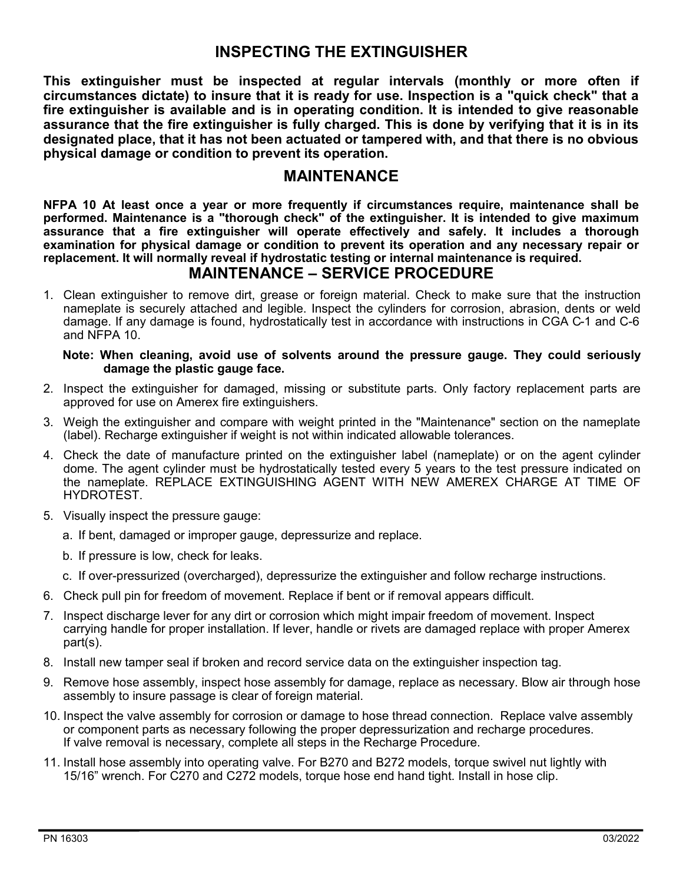## INSPECTING THE EXTINGUISHER

**This extinguisher must be inspected at regular intervals (monthly or more often if circumstances dictate) to insure that it is ready for use. Inspection is a "quick check" that a fire extinguisher is available and is in operating condition. It is intended to give reasonable assurance that the fire extinguisher is fully charged. This is done by verifying that it is in its designated place, that it has not been actuated or tampered with, and that there is no obvious physical damage or condition to prevent its operation.**

## MAINTENANCE

**NFPA 10 At least once a year or more frequently if circumstances require, maintenance shall be performed. Maintenance is a "thorough check" of the extinguisher. It is intended to give maximum assurance that a fire extinguisher will operate effectively and safely. It includes a thorough examination for physical damage or condition to prevent its operation and any necessary repair or replacement. It will normally reveal if hydrostatic testing or internal maintenance is required.**

## MAINTENANCE – SERVICE PROCEDURE

1. Clean extinguisher to remove dirt, grease or foreign material. Check to make sure that the instruction nameplate is securely attached and legible. Inspect the cylinders for corrosion, abrasion, dents or weld damage. If any damage is found, hydrostatically test in accordance with instructions in CGA C-1 and C-6 and NFPA 10.

   **Note: When cleaning, avoid use of solvents around the pressure gauge. They could seriously damage the plastic gauge face.**

2. Inspect the extinguisher for damaged, missing or substitute parts. Only factory replacement parts are approved for use on Amerex fire extinguishers.
3. Weigh the extinguisher and compare with weight printed in the "Maintenance" section on the nameplate (label). Recharge extinguisher if weight is not within indicated allowable tolerances.
4. Check the date of manufacture printed on the extinguisher label (nameplate) or on the agent cylinder dome. The agent cylinder must be hydrostatically tested every 5 years to the test pressure indicated on the nameplate. REPLACE EXTINGUISHING AGENT WITH NEW AMEREX CHARGE AT TIME OF HYDROTEST.
5. Visually inspect the pressure gauge:
   a. If bent, damaged or improper gauge, depressurize and replace.
   b. If pressure is low, check for leaks.
   c. If over-pressurized (overcharged), depressurize the extinguisher and follow recharge instructions.
6. Check pull pin for freedom of movement. Replace if bent or if removal appears difficult.
7. Inspect discharge lever for any dirt or corrosion which might impair freedom of movement. Inspect carrying handle for proper installation. If lever, handle or rivets are damaged replace with proper Amerex part(s).
8. Install new tamper seal if broken and record service data on the extinguisher inspection tag.
9. Remove hose assembly, inspect hose assembly for damage, replace as necessary. Blow air through hose assembly to insure passage is clear of foreign material.
10. Inspect the valve assembly for corrosion or damage to hose thread connection. Replace valve assembly or component parts as necessary following the proper depressurization and recharge procedures. If valve removal is necessary, complete all steps in the Recharge Procedure.
11. Install hose assembly into operating valve. For B270 and B272 models, torque swivel nut lightly with 15/16" wrench. For C270 and C272 models, torque hose end hand tight. Install in hose clip.

PN 16303 03/2022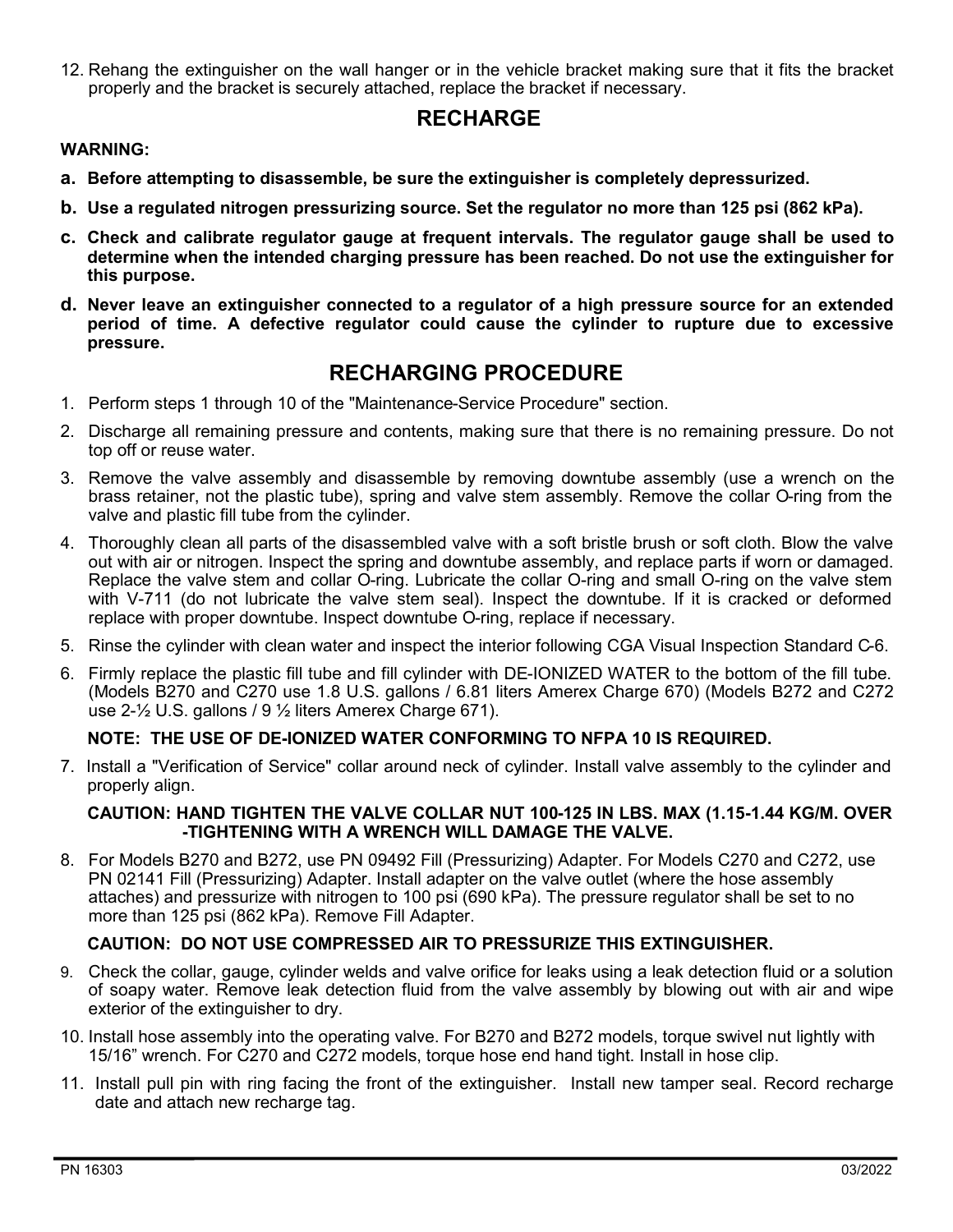12. Rehang the extinguisher on the wall hanger or in the vehicle bracket making sure that it fits the bracket properly and the bracket is securely attached, replace the bracket if necessary.

## RECHARGE

**WARNING:**

**a. Before attempting to disassemble, be sure the extinguisher is completely depressurized.**

**b. Use a regulated nitrogen pressurizing source. Set the regulator no more than 125 psi (862 kPa).**

**c. Check and calibrate regulator gauge at frequent intervals. The regulator gauge shall be used to determine when the intended charging pressure has been reached. Do not use the extinguisher for this purpose.**

**d. Never leave an extinguisher connected to a regulator of a high pressure source for an extended period of time. A defective regulator could cause the cylinder to rupture due to excessive pressure.**

## RECHARGING PROCEDURE

1. Perform steps 1 through 10 of the "Maintenance-Service Procedure" section.
2. Discharge all remaining pressure and contents, making sure that there is no remaining pressure. Do not top off or reuse water.
3. Remove the valve assembly and disassemble by removing downtube assembly (use a wrench on the brass retainer, not the plastic tube), spring and valve stem assembly. Remove the collar O-ring from the valve and plastic fill tube from the cylinder.
4. Thoroughly clean all parts of the disassembled valve with a soft bristle brush or soft cloth. Blow the valve out with air or nitrogen. Inspect the spring and downtube assembly, and replace parts if worn or damaged. Replace the valve stem and collar O-ring. Lubricate the collar O-ring and small O-ring on the valve stem with V-711 (do not lubricate the valve stem seal). Inspect the downtube. If it is cracked or deformed replace with proper downtube. Inspect downtube O-ring, replace if necessary.
5. Rinse the cylinder with clean water and inspect the interior following CGA Visual Inspection Standard C-6.
6. Firmly replace the plastic fill tube and fill cylinder with DE-IONIZED WATER to the bottom of the fill tube. (Models B270 and C270 use 1.8 U.S. gallons / 6.81 liters Amerex Charge 670) (Models B272 and C272 use 2-½ U.S. gallons / 9 ½ liters Amerex Charge 671).

   **NOTE: THE USE OF DE-IONIZED WATER CONFORMING TO NFPA 10 IS REQUIRED.**

7. Install a "Verification of Service" collar around neck of cylinder. Install valve assembly to the cylinder and properly align.

   **CAUTION: HAND TIGHTEN THE VALVE COLLAR NUT 100-125 IN LBS. MAX (1.15-1.44 KG/M. OVER -TIGHTENING WITH A WRENCH WILL DAMAGE THE VALVE.**

8. For Models B270 and B272, use PN 09492 Fill (Pressurizing) Adapter. For Models C270 and C272, use PN 02141 Fill (Pressurizing) Adapter. Install adapter on the valve outlet (where the hose assembly attaches) and pressurize with nitrogen to 100 psi (690 kPa). The pressure regulator shall be set to no more than 125 psi (862 kPa). Remove Fill Adapter.

   **CAUTION: DO NOT USE COMPRESSED AIR TO PRESSURIZE THIS EXTINGUISHER.**

9. Check the collar, gauge, cylinder welds and valve orifice for leaks using a leak detection fluid or a solution of soapy water. Remove leak detection fluid from the valve assembly by blowing out with air and wipe exterior of the extinguisher to dry.
10. Install hose assembly into the operating valve. For B270 and B272 models, torque swivel nut lightly with 15/16" wrench. For C270 and C272 models, torque hose end hand tight. Install in hose clip.
11. Install pull pin with ring facing the front of the extinguisher. Install new tamper seal. Record recharge date and attach new recharge tag.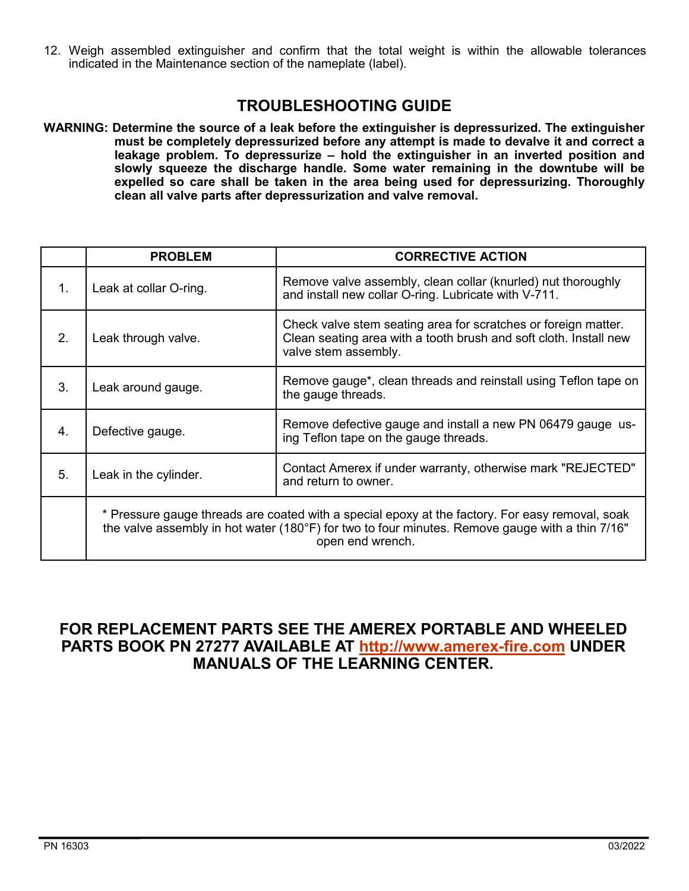12. Weigh assembled extinguisher and confirm that the total weight is within the allowable tolerances indicated in the Maintenance section of the nameplate (label).

## TROUBLESHOOTING GUIDE

**WARNING: Determine the source of a leak before the extinguisher is depressurized. The extinguisher must be completely depressurized before any attempt is made to devalve it and correct a leakage problem. To depressurize – hold the extinguisher in an inverted position and slowly squeeze the discharge handle. Some water remaining in the downtube will be expelled so care shall be taken in the area being used for depressurizing. Thoroughly clean all valve parts after depressurization and valve removal.**

| | PROBLEM | CORRECTIVE ACTION |
|---|---|---|
| 1. | Leak at collar O-ring. | Remove valve assembly, clean collar (knurled) nut thoroughly and install new collar O-ring. Lubricate with V-711. |
| 2. | Leak through valve. | Check valve stem seating area for scratches or foreign matter. Clean seating area with a tooth brush and soft cloth. Install new valve stem assembly. |
| 3. | Leak around gauge. | Remove gauge*, clean threads and reinstall using Teflon tape on the gauge threads. |
| 4. | Defective gauge. | Remove defective gauge and install a new PN 06479 gauge using Teflon tape on the gauge threads. |
| 5. | Leak in the cylinder. | Contact Amerex if under warranty, otherwise mark "REJECTED" and return to owner. |
| | * Pressure gauge threads are coated with a special epoxy at the factory. For easy removal, soak the valve assembly in hot water (180°F) for two to four minutes. Remove gauge with a thin 7/16" open end wrench. | |

**FOR REPLACEMENT PARTS SEE THE AMEREX PORTABLE AND WHEELED PARTS BOOK PN 27277 AVAILABLE AT http://www.amerex-fire.com UNDER MANUALS OF THE LEARNING CENTER.**

PN 16303 03/2022